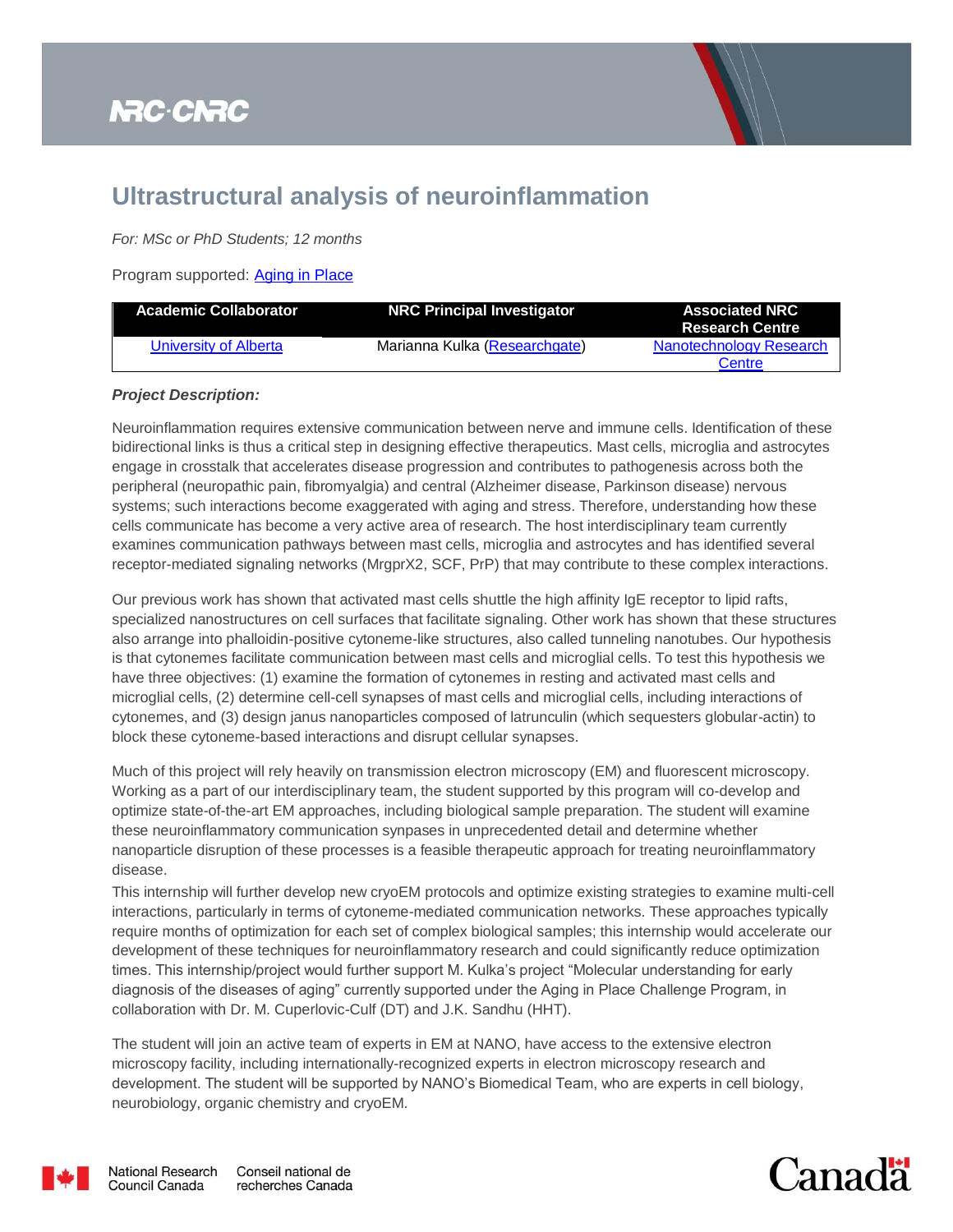# Ultrastructural analysis of neuroinflammation

*For: MSc or PhD Students; 12 months*

Program supported: Aging in Place

| Academic Collaborator | NRC Principal Investigator | Associated NRC Research Centre |
| --- | --- | --- |
| University of Alberta | Marianna Kulka (Researchgate) | Nanotechnology Research Centre |

***Project Description:***

Neuroinflammation requires extensive communication between nerve and immune cells. Identification of these bidirectional links is thus a critical step in designing effective therapeutics. Mast cells, microglia and astrocytes engage in crosstalk that accelerates disease progression and contributes to pathogenesis across both the peripheral (neuropathic pain, fibromyalgia) and central (Alzheimer disease, Parkinson disease) nervous systems; such interactions become exaggerated with aging and stress. Therefore, understanding how these cells communicate has become a very active area of research. The host interdisciplinary team currently examines communication pathways between mast cells, microglia and astrocytes and has identified several receptor-mediated signaling networks (MrgprX2, SCF, PrP) that may contribute to these complex interactions.

Our previous work has shown that activated mast cells shuttle the high affinity IgE receptor to lipid rafts, specialized nanostructures on cell surfaces that facilitate signaling. Other work has shown that these structures also arrange into phalloidin-positive cytoneme-like structures, also called tunneling nanotubes. Our hypothesis is that cytonemes facilitate communication between mast cells and microglial cells. To test this hypothesis we have three objectives: (1) examine the formation of cytonemes in resting and activated mast cells and microglial cells, (2) determine cell-cell synapses of mast cells and microglial cells, including interactions of cytonemes, and (3) design janus nanoparticles composed of latrunculin (which sequesters globular-actin) to block these cytoneme-based interactions and disrupt cellular synapses.

Much of this project will rely heavily on transmission electron microscopy (EM) and fluorescent microscopy. Working as a part of our interdisciplinary team, the student supported by this program will co-develop and optimize state-of-the-art EM approaches, including biological sample preparation. The student will examine these neuroinflammatory communication synpases in unprecedented detail and determine whether nanoparticle disruption of these processes is a feasible therapeutic approach for treating neuroinflammatory disease.

This internship will further develop new cryoEM protocols and optimize existing strategies to examine multi-cell interactions, particularly in terms of cytoneme-mediated communication networks. These approaches typically require months of optimization for each set of complex biological samples; this internship would accelerate our development of these techniques for neuroinflammatory research and could significantly reduce optimization times. This internship/project would further support M. Kulka's project "Molecular understanding for early diagnosis of the diseases of aging" currently supported under the Aging in Place Challenge Program, in collaboration with Dr. M. Cuperlovic-Culf (DT) and J.K. Sandhu (HHT).

The student will join an active team of experts in EM at NANO, have access to the extensive electron microscopy facility, including internationally-recognized experts in electron microscopy research and development. The student will be supported by NANO's Biomedical Team, who are experts in cell biology, neurobiology, organic chemistry and cryoEM.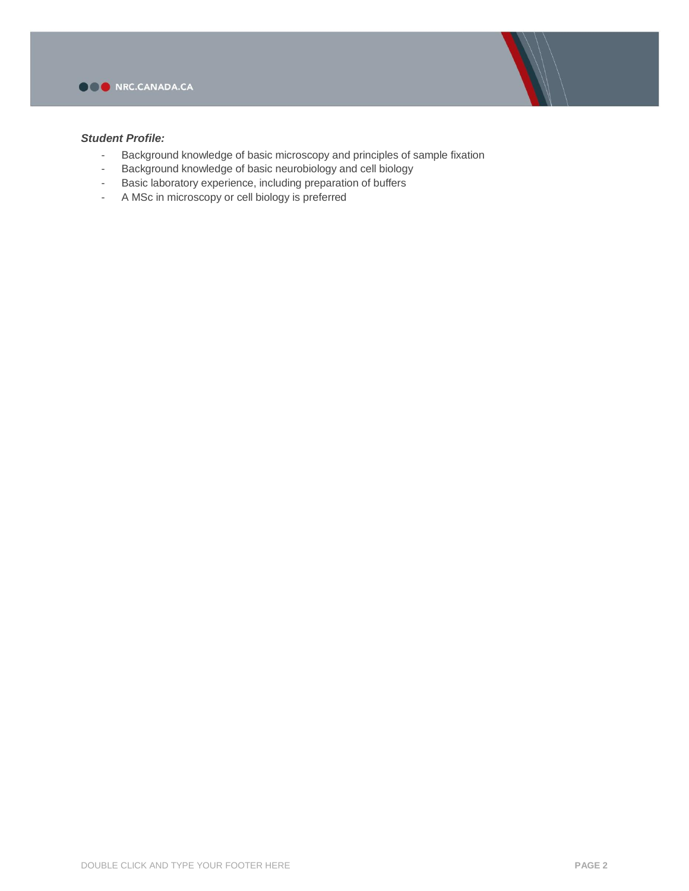***Student Profile:***

- Background knowledge of basic microscopy and principles of sample fixation
- Background knowledge of basic neurobiology and cell biology
- Basic laboratory experience, including preparation of buffers
- A MSc in microscopy or cell biology is preferred